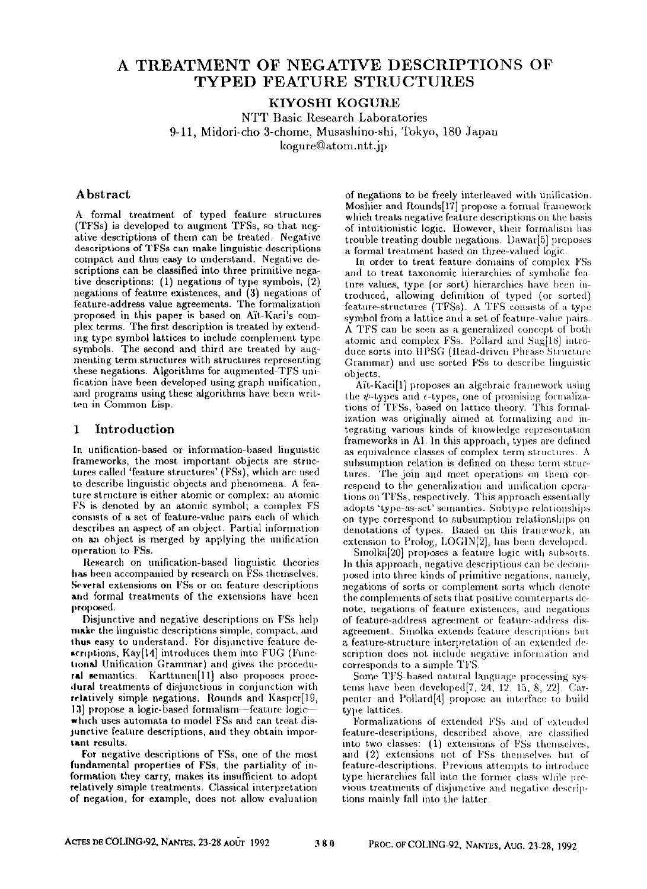# A TREATMENT OF NEGATIVE DESCRIPTIONS OF TYPED FEATURE STRUCTURES

**KIYOSHI KOGURE**

NTT Basic Research Laboratories
9-11, Midori-cho 3-chome, Musashino-shi, Tokyo, 180 Japan
kogure@atom.ntt.jp

## Abstract

A formal treatment of typed feature structures (TFSs) is developed to augment TFSs, so that negative descriptions of them can be treated. Negative descriptions of TFSs can make linguistic descriptions compact and thus easy to understand. Negative descriptions can be classified into three primitive negative descriptions: (1) negations of type symbols, (2) negations of feature existences, and (3) negations of feature-address value agreements. The formalization proposed in this paper is based on Aït-Kaci's complex terms. The first description is treated by extending type symbol lattices to include complement type symbols. The second and third are treated by augmenting term structures with structures representing these negations. Algorithms for augmented-TFS unification have been developed using graph unification, and programs using these algorithms have been written in Common Lisp.

## 1 Introduction

In unification-based or information-based linguistic frameworks, the most important objects are structures called 'feature structures' (FSs), which are used to describe linguistic objects and phenomena. A feature structure is either atomic or complex: an atomic FS is denoted by an atomic symbol; a complex FS consists of a set of feature-value pairs each of which describes an aspect of an object. Partial information on an object is merged by applying the unification operation to FSs.

Research on unification-based linguistic theories has been accompanied by research on FSs themselves. Several extensions on FSs or on feature descriptions and formal treatments of the extensions have been proposed.

Disjunctive and negative descriptions on FSs help make the linguistic descriptions simple, compact, and thus easy to understand. For disjunctive feature descriptions, Kay[14] introduces them into FUG (Functional Unification Grammar) and gives the procedural semantics. Karttunen[11] also proposes procedural treatments of disjunctions in conjunction with relatively simple negations. Rounds and Kasper[19, 13] propose a logic-based formalism—feature logic—which uses automata to model FSs and can treat disjunctive feature descriptions, and they obtain important results.

For negative descriptions of FSs, one of the most fundamental properties of FSs, the partiality of information they carry, makes its insufficient to adopt relatively simple treatments. Classical interpretation of negation, for example, does not allow evaluation of negations to be freely interleaved with unification. Moshier and Rounds[17] propose a formal framework which treats negative feature descriptions on the basis of intuitionistic logic. However, their formalism has trouble treating double negations. Dawar[5] proposes a formal treatment based on three-valued logic.

In order to treat feature domains of complex FSs and to treat taxonomic hierarchies of symbolic feature values, type (or sort) hierarchies have been introduced, allowing definition of typed (or sorted) feature-structures (TFSs). A TFS consists of a type symbol from a lattice and a set of feature-value pairs. A TFS can be seen as a generalized concept of both atomic and complex FSs. Pollard and Sag[18] introduce sorts into HPSG (Head-driven Phrase Structure Grammar) and use sorted FSs to describe linguistic objects.

Aït-Kaci[1] proposes an algebraic framework using the $\psi$-types and $\epsilon$-types, one of promising formalizations of TFSs, based on lattice theory. This formalization was originally aimed at formalizing and integrating various kinds of knowledge representation frameworks in AI. In this approach, types are defined as equivalence classes of complex term structures. A subsumption relation is defined on these term structures. The join and meet operations on them correspond to the generalization and unification operations on TFSs, respectively. This approach essentially adopts 'type-as-set' semantics. Subtype relationships on type correspond to subsumption relationships on denotations of types. Based on this framework, an extension to Prolog, LOGIN[2], has been developed.

Smolka[20] proposes a feature logic with subsorts. In this approach, negative descriptions can be decomposed into three kinds of primitive negations, namely, negations of sorts or complement sorts which denote the complements of sets that positive counterparts denote, negations of feature existences, and negations of feature-address agreement or feature-address disagreement. Smolka extends feature descriptions but a feature-structure interpretation of an extended description does not include negative information and corresponds to a simple TFS.

Some TFS-based natural language processing systems have been developed[7, 24, 12, 15, 8, 22]. Carpenter and Pollard[4] propose an interface to build type lattices.

Formalizations of extended FSs and of extended feature-descriptions, described above, are classified into two classes: (1) extensions of FSs themselves, and (2) extensions not of FSs themselves but of feature-descriptions. Previous attempts to introduce type hierarchies fall into the former class while previous treatments of disjunctive and negative descriptions mainly fall into the latter.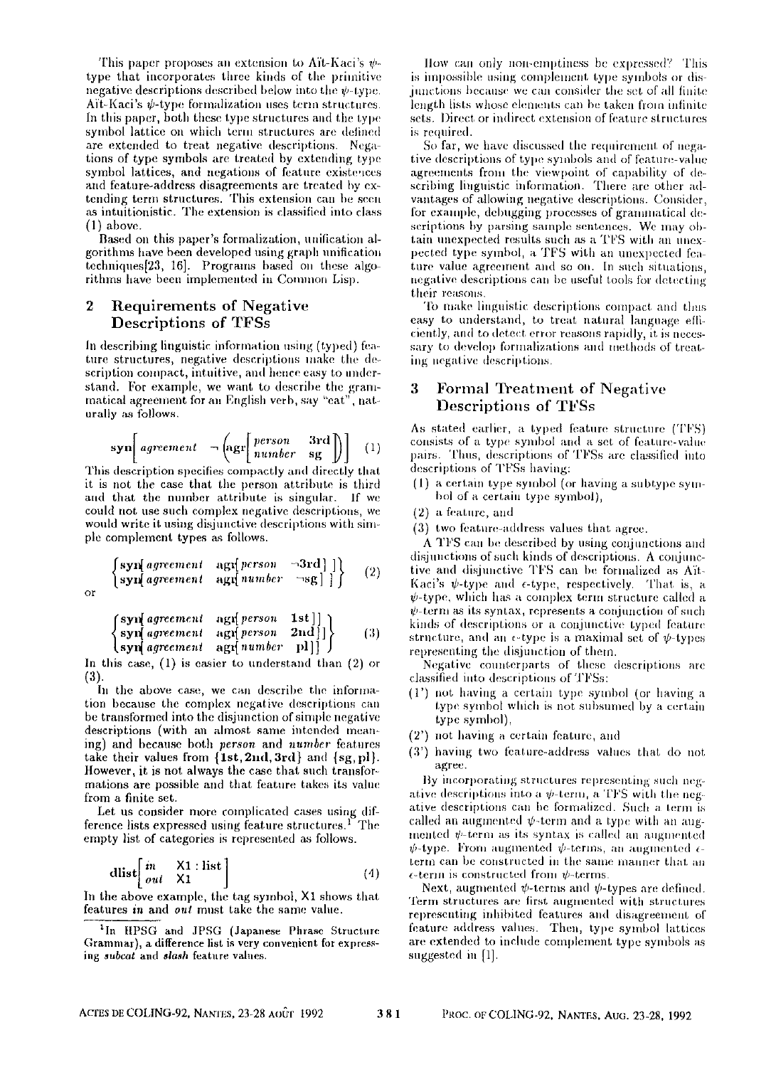This paper proposes an extension to Aït-Kaci's $\psi$-type that incorporates three kinds of the primitive negative descriptions described below into the $\psi$-type. Aït-Kaci's $\psi$-type formalization uses term structures. In this paper, both these type structures and the type symbol lattice on which term structures are defined are extended to treat negative descriptions. Negations of type symbols are treated by extending type symbol lattices, and negations of feature existences and feature-address disagreements are treated by extending term structures. This extension can be seen as intuitionistic. The extension is classified into class (1) above.

Based on this paper's formalization, unification algorithms have been developed using graph unification techniques[23, 16]. Programs based on these algorithms have been implemented in Common Lisp.

## 2 Requirements of Negative Descriptions of TFSs

In describing linguistic information using (typed) feature structures, negative descriptions make the description compact, intuitive, and hence easy to understand. For example, we want to describe the grammatical agreement for an English verb, say "eat", naturally as follows.

$$\mathbf{syn}\left[\, agreement \quad \neg\left(\mathbf{agr}\begin{bmatrix} person & \mathbf{3rd} \\ number & \mathbf{sg} \end{bmatrix}\right)\right] \quad (1)$$

This description specifies compactly and directly that it is not the case that the person attribute is third and that the number attribute is singular. If we could not use such complex negative descriptions, we would write it using disjunctive descriptions with simple complement types as follows.

$$\left\{\begin{matrix} \mathbf{syn}[\, agreement \quad \mathbf{agr}[\, person \quad \neg\mathbf{3rd}\,]\,] \\ \mathbf{syn}[\, agreement \quad \mathbf{agr}[\, number \quad \neg\mathbf{sg}\,]\,] \end{matrix}\right\} \quad (2)$$

or

$$\left\{\begin{matrix} \mathbf{syn}[\, agreement \quad \mathbf{agr}[\, person \quad \mathbf{1st}\,]\,] \\ \mathbf{syn}[\, agreement \quad \mathbf{agr}[\, person \quad \mathbf{2nd}\,]\,] \\ \mathbf{syn}[\, agreement \quad \mathbf{agr}[\, number \quad \mathbf{pl}\,]\,] \end{matrix}\right\} \quad (3)$$

In this case, (1) is easier to understand than (2) or (3).

In the above case, we can describe the information because the complex negative descriptions can be transformed into the disjunction of simple negative descriptions (with an almost same intended meaning) and because both *person* and *number* features take their values from $\{\mathbf{1st}, \mathbf{2nd}, \mathbf{3rd}\}$ and $\{\mathbf{sg}, \mathbf{pl}\}$. However, it is not always the case that such transformations are possible and that feature takes its value from a finite set.

Let us consider more complicated cases using difference lists expressed using feature structures.[1] The empty list of categories is represented as follows.

$$\mathbf{dlist}\begin{bmatrix} in & \mathsf{X1} : \mathbf{list} \\ out & \mathsf{X1} \end{bmatrix} \quad (4)$$

In the above example, the tag symbol, X1 shows that features *in* and *out* must take the same value.

How can only non-emptiness be expressed? This is impossible using complement type symbols or disjunctions because we can consider the set of all finite length lists whose elements can be taken from infinite sets. Direct or indirect extension of feature structures is required.

So far, we have discussed the requirement of negative descriptions of type symbols and of feature-value agreements from the viewpoint of capability of describing linguistic information. There are other advantages of allowing negative descriptions. Consider, for example, debugging processes of grammatical descriptions by parsing sample sentences. We may obtain unexpected results such as a TFS with an unexpected type symbol, a TFS with an unexpected feature value agreement and so on. In such situations, negative descriptions can be useful tools for detecting their reasons.

To make linguistic descriptions compact and thus easy to understand, to treat natural language efficiently, and to detect error reasons rapidly, it is necessary to develop formalizations and methods of treating negative descriptions.

## 3 Formal Treatment of Negative Descriptions of TFSs

As stated earlier, a typed feature structure (TFS) consists of a type symbol and a set of feature-value pairs. Thus, descriptions of TFSs are classified into descriptions of TFSs having:

(1) a certain type symbol (or having a subtype symbol of a certain type symbol),

(2) a feature, and

(3) two feature-address values that agree.

A TFS can be described by using conjunctions and disjunctions of such kinds of descriptions. A conjunctive and disjunctive TFS can be formalized as Aït-Kaci's $\psi$-type and $\epsilon$-type, respectively. That is, a $\psi$-type, which has a complex term structure called a $\psi$-term as its syntax, represents a conjunction of such kinds of descriptions or a conjunctive typed feature structure, and an $\epsilon$-type is a maximal set of $\psi$-types representing the disjunction of them.

Negative counterparts of these descriptions are classified into descriptions of TFSs:

(1') not having a certain type symbol (or having a type symbol which is not subsumed by a certain type symbol),

(2') not having a certain feature, and

(3') having two feature-address values that do not agree.

By incorporating structures representing such negative descriptions into a $\psi$-term, a TFS with the negative descriptions can be formalized. Such a term is called an augmented $\psi$-term and a type with an augmented $\psi$-term as its syntax is called an augmented $\psi$-type. From augmented $\psi$-terms, an augmented $\epsilon$-term can be constructed in the same manner that an $\epsilon$-term is constructed from $\psi$-terms.

Next, augmented $\psi$-terms and $\psi$-types are defined. Term structures are first augmented with structures representing inhibited features and disagreement of feature address values. Then, type symbol lattices are extended to include complement type symbols as suggested in [1].

[1] In HPSG and JPSG (Japanese Phrase Structure Grammar), a difference list is very convenient for expressing *subcat* and *slash* feature values.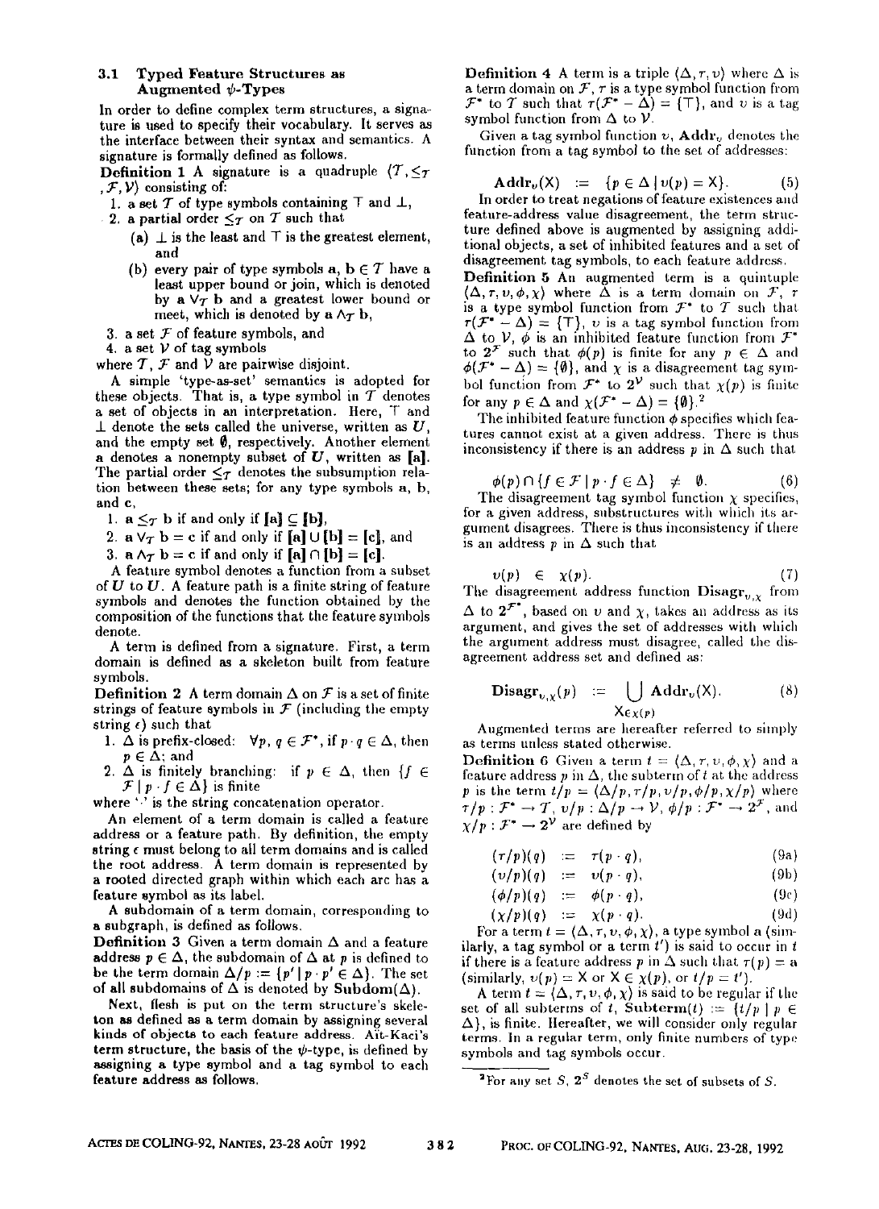### 3.1 Typed Feature Structures as Augmented $\psi$-Types

In order to define complex term structures, a signature is used to specify their vocabulary. It serves as the interface between their syntax and semantics. A signature is formally defined as follows.

**Definition 1** A signature is a quadruple $\langle \mathcal{T}, \leq_{\mathcal{T}}, \mathcal{F}, \mathcal{V}\rangle$ consisting of:

1. a set $\mathcal{T}$ of type symbols containing $\top$ and $\bot$,
2. a partial order $\leq_{\mathcal{T}}$ on $\mathcal{T}$ such that
   (a) $\bot$ is the least and $\top$ is the greatest element, and
   (b) every pair of type symbols $\mathbf{a}, \mathbf{b} \in \mathcal{T}$ have a least upper bound or join, which is denoted by $\mathbf{a} \vee_{\mathcal{T}} \mathbf{b}$ and a greatest lower bound or meet, which is denoted by $\mathbf{a} \wedge_{\mathcal{T}} \mathbf{b}$,
3. a set $\mathcal{F}$ of feature symbols, and
4. a set $\mathcal{V}$ of tag symbols

where $\mathcal{T}$, $\mathcal{F}$ and $\mathcal{V}$ are pairwise disjoint.

A simple 'type-as-set' semantics is adopted for these objects. That is, a type symbol in $\mathcal{T}$ denotes a set of objects in an interpretation. Here, $\top$ and $\bot$ denote the sets called the universe, written as $\boldsymbol{U}$, and the empty set $\emptyset$, respectively. Another element $\mathbf{a}$ denotes a nonempty subset of $\boldsymbol{U}$, written as $[\![\mathbf{a}]\!]$. The partial order $\leq_{\mathcal{T}}$ denotes the subsumption relation between these sets; for any type symbols $\mathbf{a}$, $\mathbf{b}$, and $\mathbf{c}$,

1. $\mathbf{a} \leq_{\mathcal{T}} \mathbf{b}$ if and only if $[\![\mathbf{a}]\!] \subseteq [\![\mathbf{b}]\!]$,
2. $\mathbf{a} \vee_{\mathcal{T}} \mathbf{b} = \mathbf{c}$ if and only if $[\![\mathbf{a}]\!] \cup [\![\mathbf{b}]\!] = [\![\mathbf{c}]\!]$, and
3. $\mathbf{a} \wedge_{\mathcal{T}} \mathbf{b} = \mathbf{c}$ if and only if $[\![\mathbf{a}]\!] \cap [\![\mathbf{b}]\!] = [\![\mathbf{c}]\!]$.

A feature symbol denotes a function from a subset of $\boldsymbol{U}$ to $\boldsymbol{U}$. A feature path is a finite string of feature symbols and denotes the function obtained by the composition of the functions that the feature symbols denote.

A term is defined from a signature. First, a term domain is defined as a skeleton built from feature symbols.

**Definition 2** A term domain $\Delta$ on $\mathcal{F}$ is a set of finite strings of feature symbols in $\mathcal{F}$ (including the empty string $\epsilon$) such that

1. $\Delta$ is prefix-closed: $\forall p, q \in \mathcal{F}^*$, if $p \cdot q \in \Delta$, then $p \in \Delta$; and
2. $\Delta$ is finitely branching: if $p \in \Delta$, then $\{f \in \mathcal{F} \mid p \cdot f \in \Delta\}$ is finite

where '$\cdot$' is the string concatenation operator.

An element of a term domain is called a feature address or a feature path. By definition, the empty string $\epsilon$ must belong to all term domains and is called the root address. A term domain is represented by a rooted directed graph within which each arc has a feature symbol as its label.

A subdomain of a term domain, corresponding to a subgraph, is defined as follows.

**Definition 3** Given a term domain $\Delta$ and a feature address $p \in \Delta$, the subdomain of $\Delta$ at $p$ is defined to be the term domain $\Delta/p := \{p' \mid p \cdot p' \in \Delta\}$. The set of all subdomains of $\Delta$ is denoted by $\mathbf{Subdom}(\Delta)$.

Next, flesh is put on the term structure's skeleton as defined as a term domain by assigning several kinds of objects to each feature address. Aït-Kaci's term structure, the basis of the $\psi$-type, is defined by assigning a type symbol and a tag symbol to each feature address as follows.

**Definition 4** A term is a triple $\langle \Delta, \tau, v\rangle$ where $\Delta$ is a term domain on $\mathcal{F}$, $\tau$ is a type symbol function from $\mathcal{F}^*$ to $\mathcal{T}$ such that $\tau(\mathcal{F}^* - \Delta) = \{\top\}$, and $v$ is a tag symbol function from $\Delta$ to $\mathcal{V}$.

Given a tag symbol function $v$, $\mathbf{Addr}_v$ denotes the function from a tag symbol to the set of addresses:

$$\mathbf{Addr}_v(\mathsf{X}) \quad := \quad \{p \in \Delta \mid v(p) = \mathsf{X}\}. \tag{5}$$

In order to treat negations of feature existences and feature-address value disagreement, the term structure defined above is augmented by assigning additional objects, a set of inhibited features and a set of disagreement tag symbols, to each feature address.

**Definition 5** An augmented term is a quintuple $\langle \Delta, \tau, v, \phi, \chi\rangle$ where $\Delta$ is a term domain on $\mathcal{F}$, $\tau$ is a type symbol function from $\mathcal{F}^*$ to $\mathcal{T}$ such that $\tau(\mathcal{F}^* - \Delta) = \{\top\}$, $v$ is a tag symbol function from $\Delta$ to $\mathcal{V}$, $\phi$ is an inhibited feature function from $\mathcal{F}^*$ to $\mathbf{2}^{\mathcal{F}}$ such that $\phi(p)$ is finite for any $p \in \Delta$ and $\phi(\mathcal{F}^* - \Delta) = \{\emptyset\}$, and $\chi$ is a disagreement tag symbol function from $\mathcal{F}^*$ to $\mathbf{2}^{\mathcal{V}}$ such that $\chi(p)$ is finite for any $p \in \Delta$ and $\chi(\mathcal{F}^* - \Delta) = \{\emptyset\}$.[2]

The inhibited feature function $\phi$ specifies which features cannot exist at a given address. There is thus inconsistency if there is an address $p$ in $\Delta$ such that

$$\phi(p) \cap \{f \in \mathcal{F} \mid p \cdot f \in \Delta\} \quad \neq \quad \emptyset. \tag{6}$$

The disagreement tag symbol function $\chi$ specifies, for a given address, substructures with which its argument disagrees. There is thus inconsistency if there is an address $p$ in $\Delta$ such that

$$v(p) \quad \in \quad \chi(p). \tag{7}$$

The disagreement address function $\mathbf{Disagr}_{v,\chi}$ from $\Delta$ to $\mathbf{2}^{\mathcal{F}^*}$, based on $v$ and $\chi$, takes an address as its argument, and gives the set of addresses with which the argument address must disagree, called the disagreement address set and defined as:

$$\mathbf{Disagr}_{v,\chi}(p) \quad := \quad \bigcup_{\mathsf{X} \in \chi(p)} \mathbf{Addr}_v(\mathsf{X}). \tag{8}$$

Augmented terms are hereafter referred to simply as terms unless stated otherwise.

**Definition 6** Given a term $t = \langle \Delta, \tau, v, \phi, \chi\rangle$ and a feature address $p$ in $\Delta$, the subterm of $t$ at the address $p$ is the term $t/p = \langle \Delta/p, \tau/p, v/p, \phi/p, \chi/p\rangle$ where $\tau/p : \mathcal{F}^* \rightarrow \mathcal{T}$, $v/p : \Delta/p \rightarrow \mathcal{V}$, $\phi/p : \mathcal{F}^* \rightarrow \mathbf{2}^{\mathcal{F}}$, and $\chi/p : \mathcal{F}^* \rightarrow \mathbf{2}^{\mathcal{V}}$ are defined by

$$(\tau/p)(q) \quad := \quad \tau(p \cdot q), \tag{9a}$$

$$(v/p)(q) \quad := \quad v(p \cdot q), \tag{9b}$$

$$(\phi/p)(q) \quad := \quad \phi(p \cdot q), \tag{9c}$$

$$(\chi/p)(q) \quad := \quad \chi(p \cdot q). \tag{9d}$$

For a term $t = \langle \Delta, \tau, v, \phi, \chi\rangle$, a type symbol $\mathbf{a}$ (similarly, a tag symbol or a term $t'$) is said to occur in $t$ if there is a feature address $p$ in $\Delta$ such that $\tau(p) = \mathbf{a}$ (similarly, $v(p) = \mathsf{X}$ or $\mathsf{X} \in \chi(p)$, or $t/p = t'$).

A term $t = \langle \Delta, \tau, v, \phi, \chi\rangle$ is said to be regular if the set of all subterms of $t$, $\mathbf{Subterm}(t) := \{t/p \mid p \in \Delta\}$, is finite. Hereafter, we will consider only regular terms. In a regular term, only finite numbers of type symbols and tag symbols occur.

[2] For any set $S$, $\mathbf{2}^S$ denotes the set of subsets of $S$.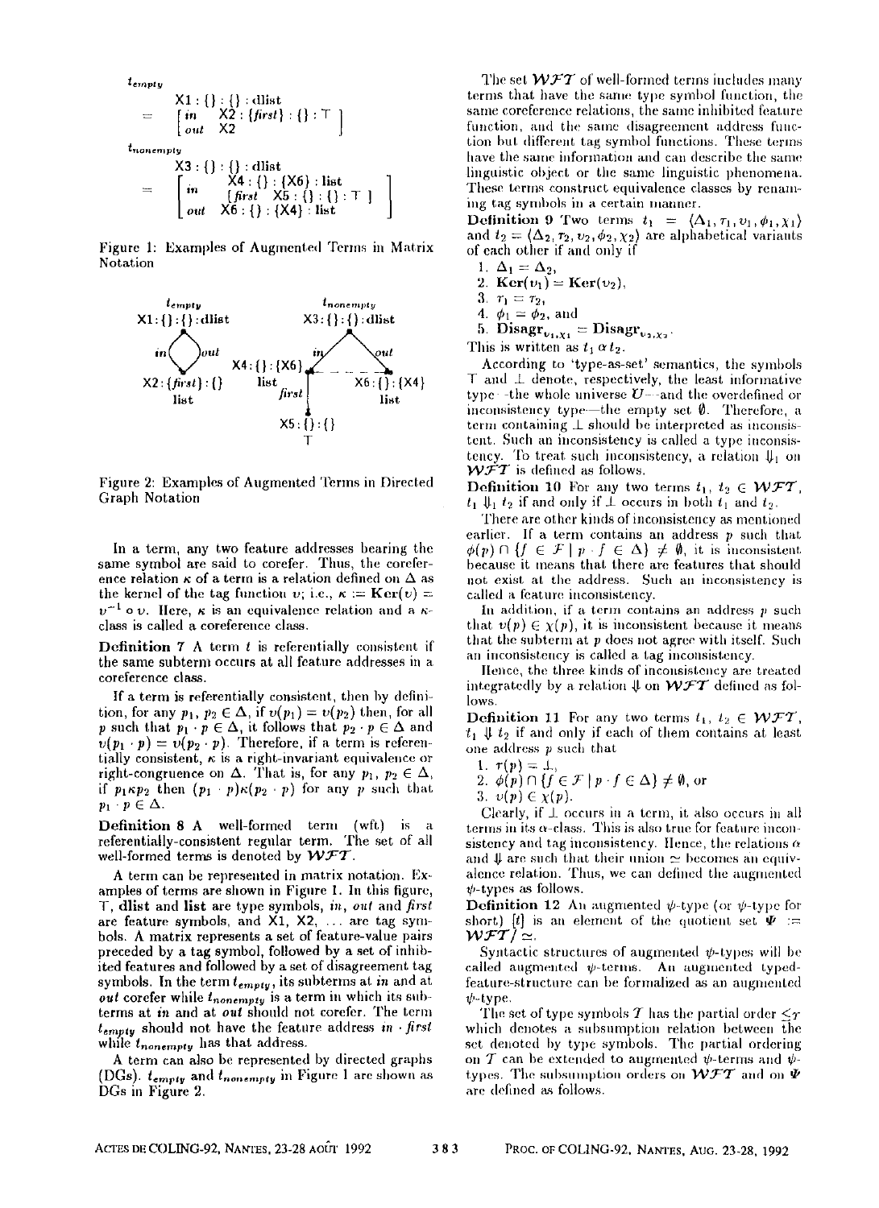$t_{empty}$

$$= \begin{array}{l} \mathsf{X1} : \{\} : \{\} : \mathbf{dlist} \\ \left[ \begin{array}{ll} in & \mathsf{X2} : \{first\} : \{\} : \top \\ out & \mathsf{X2} \end{array} \right] \end{array}$$

$t_{nonempty}$

$$= \begin{array}{l} \mathsf{X3} : \{\} : \{\} : \mathbf{dlist} \\ \left[ \begin{array}{ll} in & \begin{array}{l} \mathsf{X4} : \{\} : \{\mathsf{X6}\} : \mathbf{list} \\ \left[ first \;\; \mathsf{X5} : \{\} : \{\} : \top \right] \end{array} \\ out & \mathsf{X6} : \{\} : \{\mathsf{X4}\} : \mathbf{list} \end{array} \right] \end{array}$$

Figure 1: Examples of Augmented Terms in Matrix Notation

Figure 2: Examples of Augmented Terms in Directed Graph Notation

In a term, any two feature addresses bearing the same symbol are said to corefer. Thus, the coreference relation $\kappa$ of a term is a relation defined on $\Delta$ as the kernel of the tag function $\upsilon$; i.e., $\kappa := \mathbf{Ker}(\upsilon) = \upsilon^{-1} \circ \upsilon$. Here, $\kappa$ is an equivalence relation and a $\kappa$-class is called a coreference class.

**Definition 7** A term $t$ is referentially consistent if the same subterm occurs at all feature addresses in a coreference class.

If a term is referentially consistent, then by definition, for any $p_1, p_2 \in \Delta$, if $\upsilon(p_1) = \upsilon(p_2)$ then, for all $p$ such that $p_1 \cdot p \in \Delta$, it follows that $p_2 \cdot p \in \Delta$ and $\upsilon(p_1 \cdot p) = \upsilon(p_2 \cdot p)$. Therefore, if a term is referentially consistent, $\kappa$ is a right-invariant equivalence or right-congruence on $\Delta$. That is, for any $p_1, p_2 \in \Delta$, if $p_1 \kappa p_2$ then $(p_1 \cdot p)\kappa(p_2 \cdot p)$ for any $p$ such that $p_1 \cdot p \in \Delta$.

**Definition 8** A well-formed term (wft) is a referentially-consistent regular term. The set of all well-formed terms is denoted by $\mathcal{WFT}$.

A term can be represented in matrix notation. Examples of terms are shown in Figure 1. In this figure, $\top$, **dlist** and **list** are type symbols, *in*, *out* and *first* are feature symbols, and X1, X2, ... are tag symbols. A matrix represents a set of feature-value pairs preceded by a tag symbol, followed by a set of inhibited features and followed by a set of disagreement tag symbols. In the term $t_{empty}$, its subterms at *in* and at *out* corefer while $t_{nonempty}$ is a term in which its subterms at *in* and at *out* should not corefer. The term $t_{empty}$ should not have the feature address $in \cdot first$ while $t_{nonempty}$ has that address.

A term can also be represented by directed graphs (DGs). $t_{empty}$ and $t_{nonempty}$ in Figure 1 are shown as DGs in Figure 2.

The set $\mathcal{WFT}$ of well-formed terms includes many terms that have the same type symbol function, the same coreference relations, the same inhibited feature function, and the same disagreement address function but different tag symbol functions. These terms have the same information and can describe the same linguistic object or the same linguistic phenomena. These terms construct equivalence classes by renaming tag symbols in a certain manner.

**Definition 9** Two terms $t_1 = \langle \Delta_1, \tau_1, \upsilon_1, \phi_1, \chi_1 \rangle$ and $t_2 = \langle \Delta_2, \tau_2, \upsilon_2, \phi_2, \chi_2 \rangle$ are alphabetical variants of each other if and only if

1. $\Delta_1 = \Delta_2$,
2. $\mathbf{Ker}(\upsilon_1) = \mathbf{Ker}(\upsilon_2)$,
3. $\tau_1 = \tau_2$,
4. $\phi_1 = \phi_2$, and
5. $\mathbf{Disagr}_{\upsilon_1, \chi_1} = \mathbf{Disagr}_{\upsilon_2, \chi_2}$.

This is written as $t_1 \, \alpha \, t_2$.

According to 'type-as-set' semantics, the symbols $\top$ and $\perp$ denote, respectively, the least informative type—the whole universe $U$—and the overdefined or inconsistency type—the empty set $\emptyset$. Therefore, a term containing $\perp$ should be interpreted as inconsistent. Such an inconsistency is called a type inconsistency. To treat such inconsistency, a relation $\Downarrow_1$ on $\mathcal{WFT}$ is defined as follows.

**Definition 10** For any two terms $t_1, t_2 \in \mathcal{WFT}$, $t_1 \Downarrow_1 t_2$ if and only if $\perp$ occurs in both $t_1$ and $t_2$.

There are other kinds of inconsistency as mentioned earlier. If a term contains an address $p$ such that $\phi(p) \cap \{f \in \mathcal{F} \mid p \cdot f \in \Delta\} \neq \emptyset$, it is inconsistent because it means that there are features that should not exist at the address. Such an inconsistency is called a feature inconsistency.

In addition, if a term contains an address $p$ such that $\upsilon(p) \in \chi(p)$, it is inconsistent because it means that the subterm at $p$ does not agree with itself. Such an inconsistency is called a tag inconsistency.

Hence, the three kinds of inconsistency are treated integratedly by a relation $\Downarrow$ on $\mathcal{WFT}$ defined as follows.

**Definition 11** For any two terms $t_1, t_2 \in \mathcal{WFT}$, $t_1 \Downarrow t_2$ if and only if each of them contains at least one address $p$ such that

1. $\tau(p) = \perp$,
2. $\phi(p) \cap \{f \in \mathcal{F} \mid p \cdot f \in \Delta\} \neq \emptyset$, or
3. $\upsilon(p) \in \chi(p)$.

Clearly, if $\perp$ occurs in a term, it also occurs in all terms in its $\alpha$-class. This is also true for feature inconsistency and tag inconsistency. Hence, the relations $\alpha$ and $\Downarrow$ are such that their union $\simeq$ becomes an equivalence relation. Thus, we can defined the augmented $\psi$-types as follows.

**Definition 12** An augmented $\psi$-type (or $\psi$-type for short) $[t]$ is an element of the quotient set $\Psi := \mathcal{WFT}/\simeq$.

Syntactic structures of augmented $\psi$-types will be called augmented $\psi$-terms. An augmented typed-feature-structure can be formalized as an augmented $\psi$-type.

The set of type symbols $\mathcal{T}$ has the partial order $\leq_{\mathcal{T}}$ which denotes a subsumption relation between the set denoted by type symbols. The partial ordering on $\mathcal{T}$ can be extended to augmented $\psi$-terms and $\psi$-types. The subsumption orders on $\mathcal{WFT}$ and on $\Psi$ are defined as follows.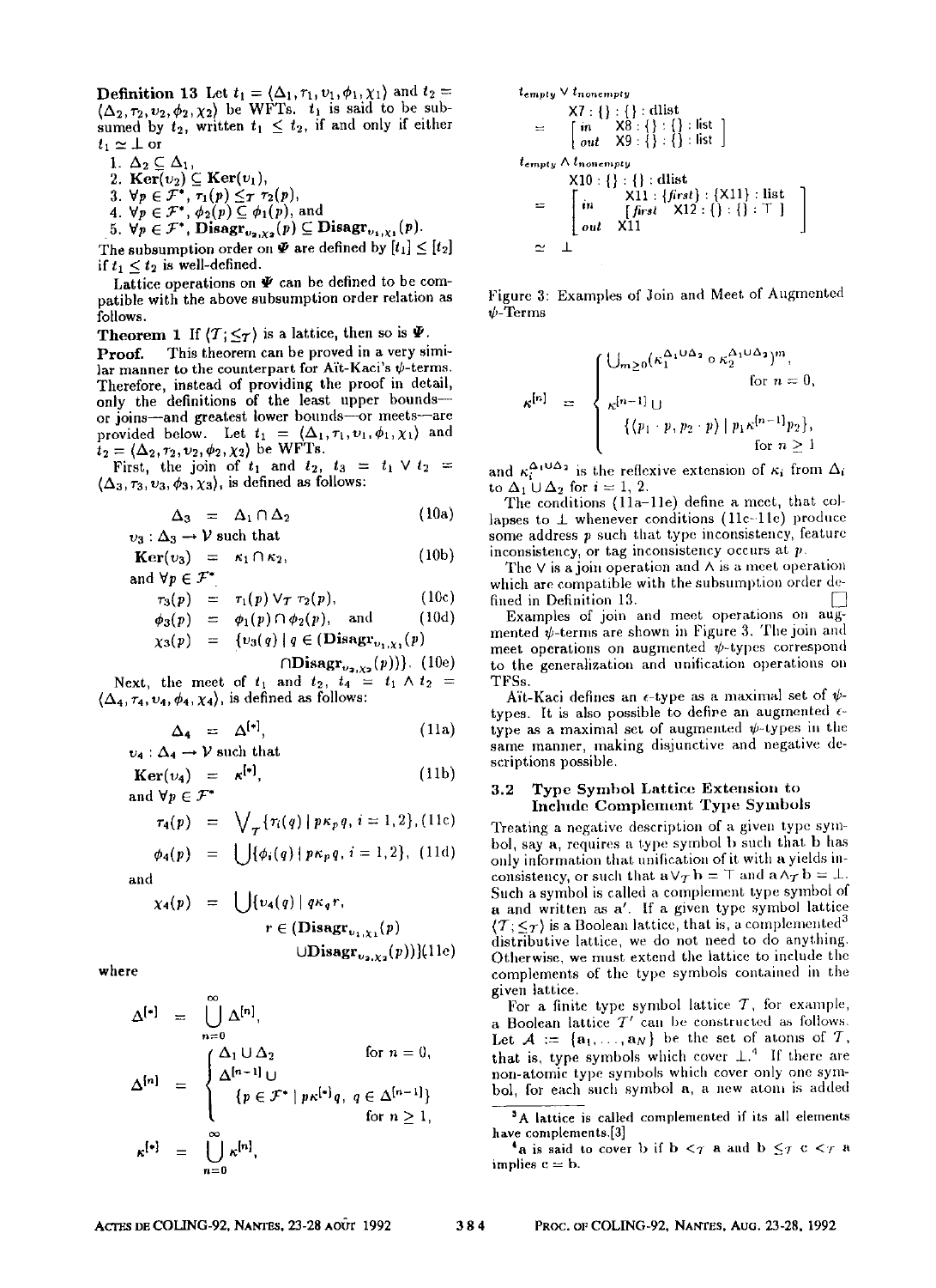**Definition 13** Let $t_1 = \langle \Delta_1, \tau_1, \upsilon_1, \phi_1, \chi_1 \rangle$ and $t_2 = \langle \Delta_2, \tau_2, \upsilon_2, \phi_2, \chi_2 \rangle$ be WFTs. $t_1$ is said to be subsumed by $t_2$, written $t_1 \leq t_2$, if and only if either $t_1 \simeq \bot$ or

1. $\Delta_2 \subseteq \Delta_1$,
2. $\mathbf{Ker}(\upsilon_2) \subseteq \mathbf{Ker}(\upsilon_1)$,
3. $\forall p \in \mathcal{F}^*, \tau_1(p) \leq_{\mathcal{T}} \tau_2(p)$,
4. $\forall p \in \mathcal{F}^*, \phi_2(p) \subseteq \phi_1(p)$, and
5. $\forall p \in \mathcal{F}^*, \mathbf{Disagr}_{\upsilon_2,\chi_2}(p) \subseteq \mathbf{Disagr}_{\upsilon_1,\chi_1}(p)$.

The subsumption order on $\Psi$ are defined by $[t_1] \leq [t_2]$ if $t_1 \leq t_2$ is well-defined.

Lattice operations on $\Psi$ can be defined to be compatible with the above subsumption order relation as follows.

**Theorem 1** If $\langle \mathcal{T}; \leq_{\mathcal{T}} \rangle$ is a lattice, then so is $\Psi$.

**Proof.** This theorem can be proved in a very similar manner to the counterpart for Aït-Kaci's $\psi$-terms. Therefore, instead of providing the proof in detail, only the definitions of the least upper bounds—or joins—and greatest lower bounds—or meets—are provided below. Let $t_1 = \langle \Delta_1, \tau_1, \upsilon_1, \phi_1, \chi_1 \rangle$ and $t_2 = \langle \Delta_2, \tau_2, \upsilon_2, \phi_2, \chi_2 \rangle$ be WFTs.

First, the join of $t_1$ and $t_2$, $t_3 = t_1 \vee t_2 = \langle \Delta_3, \tau_3, \upsilon_3, \phi_3, \chi_3 \rangle$, is defined as follows:

$$\Delta_3 = \Delta_1 \cap \Delta_2 \quad (10a)$$

$\upsilon_3 : \Delta_3 \rightarrow \mathcal{V}$ such that

$$\mathbf{Ker}(\upsilon_3) = \kappa_1 \cap \kappa_2, \quad (10b)$$

and $\forall p \in \mathcal{F}^*$

$$\tau_3(p) = \tau_1(p) \vee_{\mathcal{T}} \tau_2(p), \quad (10c)$$

$$\phi_3(p) = \phi_1(p) \cap \phi_2(p), \quad \text{and} \quad (10d)$$

$$\chi_3(p) = \{\upsilon_3(q) \mid q \in (\mathbf{Disagr}_{\upsilon_1,\chi_1}(p) \cap \mathbf{Disagr}_{\upsilon_2,\chi_2}(p))\}. \quad (10e)$$

Next, the meet of $t_1$ and $t_2$, $t_4 = t_1 \wedge t_2 = \langle \Delta_4, \tau_4, \upsilon_4, \phi_4, \chi_4 \rangle$, is defined as follows:

$$\Delta_4 = \Delta^{[*]}, \quad (11a)$$

$\upsilon_4 : \Delta_4 \rightarrow \mathcal{V}$ such that

$$\mathbf{Ker}(\upsilon_4) = \kappa^{[*]}, \quad (11b)$$

and $\forall p \in \mathcal{F}^*$

$$\tau_4(p) = \bigvee_{\mathcal{T}} \{\tau_i(q) \mid p\kappa_p q, \ i = 1, 2\}, \quad (11c)$$

$$\phi_4(p) = \bigcup \{\phi_i(q) \mid p\kappa_p q, \ i = 1, 2\}, \quad (11d)$$

and

$$\chi_4(p) = \bigcup \{\upsilon_4(q) \mid q\kappa_q r, \ r \in (\mathbf{Disagr}_{\upsilon_1,\chi_1}(p) \cup \mathbf{Disagr}_{\upsilon_2,\chi_2}(p))\} \quad (11e)$$

where

$$\Delta^{[*]} = \bigcup_{n=0}^{\infty} \Delta^{[n]},$$

$$\Delta^{[n]} = \begin{cases} \Delta_1 \cup \Delta_2 & \text{for } n = 0, \\ \Delta^{[n-1]} \cup \{p \in \mathcal{F}^* \mid p\kappa^{[n]} q, \ q \in \Delta^{[n-1]}\} & \text{for } n \geq 1, \end{cases}$$

$$\kappa^{[*]} = \bigcup_{n=0}^{\infty} \kappa^{[n]},$$

$$\kappa^{[n]} = \begin{cases} \bigcup_{m \geq 0} (\kappa_1^{\Delta_1 \cup \Delta_2} \circ \kappa_2^{\Delta_1 \cup \Delta_2})^m, & \text{for } n = 0, \\ \kappa^{[n-1]} \cup \{(p_1 \cdot p, p_2 \cdot p) \mid p_1 \kappa^{[n-1]} p_2\}, & \text{for } n \geq 1 \end{cases}$$

and $\kappa_i^{\Delta_1 \cup \Delta_2}$ is the reflexive extension of $\kappa_i$ from $\Delta_i$ to $\Delta_1 \cup \Delta_2$ for $i = 1, 2$.

The conditions (11a–11e) define a meet, that collapses to $\bot$ whenever conditions (11c–11e) produce some address $p$ such that type inconsistency, feature inconsistency, or tag inconsistency occurs at $p$.

The $\vee$ is a join operation and $\wedge$ is a meet operation which are compatible with the subsumption order defined in Definition 13. □

Examples of join and meet operations on augmented $\psi$-terms are shown in Figure 3. The join and meet operations on augmented $\psi$-types correspond to the generalization and unification operations on TFSs.

Aït-Kaci defines an $\epsilon$-type as a maximal set of $\psi$-types. It is also possible to define an augmented $\epsilon$-type as a maximal set of augmented $\psi$-types in the same manner, making disjunctive and negative descriptions possible.

$t_{empty} \vee t_{nonempty}$

$$= \text{X7} : \{\} : \{\} : \text{dlist} \begin{bmatrix} in & \text{X8} : \{\} : \{\} : \text{list} \\ out & \text{X9} : \{\} : \{\} : \text{list} \end{bmatrix}$$

$t_{empty} \wedge t_{nonempty}$

$$= \text{X10} : \{\} : \{\} : \text{dlist} \begin{bmatrix} in & \text{X11} : \{first\} : \{\text{X11}\} : \text{list} \\ & [first \ \ \text{X12} : \{\} : \{\} : \top] \\ out & \text{X11} \end{bmatrix}$$

$$\simeq \bot$$

Figure 3: Examples of Join and Meet of Augmented $\psi$-Terms

### 3.2 Type Symbol Lattice Extension to Include Complement Type Symbols

Treating a negative description of a given type symbol, say **a**, requires a type symbol **b** such that **b** has only information that unification of it with **a** yields inconsistency, or such that $\mathbf{a} \vee_{\mathcal{T}} \mathbf{b} = \top$ and $\mathbf{a} \wedge_{\mathcal{T}} \mathbf{b} = \bot$. Such a symbol is called a complement type symbol of **a** and written as **a**′. If a given type symbol lattice $\langle \mathcal{T}; \leq_{\mathcal{T}} \rangle$ is a Boolean lattice, that is, a complemented[3] distributive lattice, we do not need to do anything. Otherwise, we must extend the lattice to include the complements of the type symbols contained in the given lattice.

For a finite type symbol lattice $\mathcal{T}$, for example, a Boolean lattice $\mathcal{T}'$ can be constructed as follows. Let $\mathcal{A} := \{\mathbf{a}_1, \ldots, \mathbf{a}_N\}$ be the set of atoms of $\mathcal{T}$, that is, type symbols which cover $\bot$.[4] If there are non-atomic type symbols which cover only one symbol, for each such symbol **a**, a new atom is added

[3] A lattice is called complemented if its all elements have complements.[3]

[4] **a** is said to cover **b** if $\mathbf{b} <_{\mathcal{T}} \mathbf{a}$ and $\mathbf{b} \leq_{\mathcal{T}} \mathbf{c} <_{\mathcal{T}} \mathbf{a}$ implies $\mathbf{c} = \mathbf{b}$.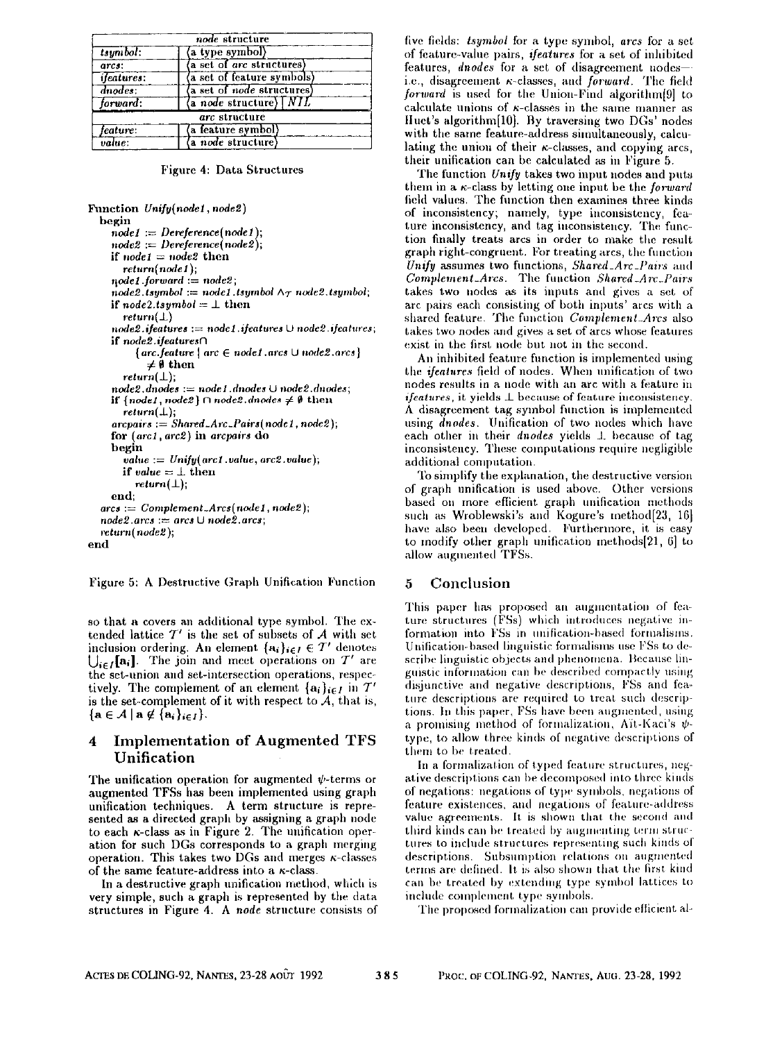| node structure | |
|---|---|
| *tsymbol*: | ⟨a type symbol⟩ |
| *arcs*: | ⟨a set of *arc* structures⟩ |
| *ifeatures*: | ⟨a set of feature symbols⟩ |
| *dnodes*: | ⟨a set of *node* structures⟩ |
| *forward*: | ⟨a *node* structure⟩ \| *NIL* |
| **arc structure** | |
| *feature*: | ⟨a feature symbol⟩ |
| *value*: | ⟨a *node* structure⟩ |

Figure 4: Data Structures

```
Function Unify(node1, node2)
  begin
    node1 := Dereference(node1);
    node2 := Dereference(node2);
    if node1 = node2 then
      return(node1);
    node1.forward := node2;
    node2.tsymbol := node1.tsymbol ∧_T node2.tsymbol;
    if node2.tsymbol = ⊥ then
      return(⊥)
    node2.ifeatures := node1.ifeatures ∪ node2.ifeatures;
    if node2.ifeatures∩
        {arc.feature | arc ∈ node1.arcs ∪ node2.arcs}
          ≠ ∅ then
      return(⊥);
    node2.dnodes := node1.dnodes ∪ node2.dnodes;
    if {node1, node2} ∩ node2.dnodes ≠ ∅ then
      return(⊥);
    arcpairs := Shared_Arc_Pairs(node1, node2);
    for (arc1, arc2) in arcpairs do
    begin
      value := Unify(arc1.value, arc2.value);
      if value = ⊥ then
        return(⊥);
    end;
    arcs := Complement_Arcs(node1, node2);
    node2.arcs := arcs ∪ node2.arcs;
    return(node2);
  end
```

Figure 5: A Destructive Graph Unification Function

so that a covers an additional type symbol. The extended lattice $\mathcal{T}'$ is the set of subsets of $\mathcal{A}$ with set inclusion ordering. An element $\{a_i\}_{i\in I} \in \mathcal{T}'$ denotes $\bigcup_{i\in I}[\![a_i]\!]$. The join and meet operations on $\mathcal{T}'$ are the set-union and set-intersection operations, respectively. The complement of an element $\{a_i\}_{i\in I}$ in $\mathcal{T}'$ is the set-complement of it with respect to $\mathcal{A}$, that is, $\{a \in \mathcal{A} \mid a \notin \{a_i\}_{i\in I}\}$.

## 4 Implementation of Augmented TFS Unification

The unification operation for augmented $\psi$-terms or augmented TFSs has been implemented using graph unification techniques. A term structure is represented as a directed graph by assigning a graph node to each $\kappa$-class as in Figure 2. The unification operation for such DGs corresponds to a graph merging operation. This takes two DGs and merges $\kappa$-classes of the same feature-address into a $\kappa$-class.

In a destructive graph unification method, which is very simple, such a graph is represented by the data structures in Figure 4. A *node* structure consists of five fields: *tsymbol* for a type symbol, *arcs* for a set of feature-value pairs, *ifeatures* for a set of inhibited features, *dnodes* for a set of disagreement nodes—i.e., disagreement $\kappa$-classes, and *forward*. The field *forward* is used for the Union-Find algorithm[9] to calculate unions of $\kappa$-classes in the same manner as Huet's algorithm[10]. By traversing two DGs' nodes with the same feature-address simultaneously, calculating the union of their $\kappa$-classes, and copying arcs, their unification can be calculated as in Figure 5.

The function *Unify* takes two input nodes and puts them in a $\kappa$-class by letting one input be the *forward* field values. The function then examines three kinds of inconsistency; namely, type inconsistency, feature inconsistency, and tag inconsistency. The function finally treats arcs in order to make the result graph right-congruent. For treating arcs, the function *Unify* assumes two functions, *Shared_Arc_Pairs* and *Complement_Arcs*. The function *Shared_Arc_Pairs* takes two nodes as its inputs and gives a set of arc pairs each consisting of both inputs' arcs with a shared feature. The function *Complement_Arcs* also takes two nodes and gives a set of arcs whose features exist in the first node but not in the second.

An inhibited feature function is implemented using the *ifeatures* field of nodes. When unification of two nodes results in a node with an arc with a feature in *ifeatures*, it yields ⊥ because of feature inconsistency. A disagreement tag symbol function is implemented using *dnodes*. Unification of two nodes which have each other in their *dnodes* yields ⊥ because of tag inconsistency. These computations require negligible additional computation.

To simplify the explanation, the destructive version of graph unification is used above. Other versions based on more efficient graph unification methods such as Wroblewski's and Kogure's method[23, 16] have also been developed. Furthermore, it is easy to modify other graph unification methods[21, 6] to allow augmented TFSs.

## 5 Conclusion

This paper has proposed an augmentation of feature structures (FSs) which introduces negative information into FSs in unification-based formalisms. Unification-based linguistic formalisms use FSs to describe linguistic objects and phenomena. Because linguistic information can be described compactly using disjunctive and negative descriptions, FSs and feature descriptions are required to treat such descriptions. In this paper, FSs have been augmented, using a promising method of formalization, Aït-Kaci's $\psi$-type, to allow three kinds of negative descriptions of them to be treated.

In a formalization of typed feature structures, negative descriptions can be decomposed into three kinds of negations: negations of type symbols, negations of feature existences, and negations of feature-address value agreements. It is shown that the second and third kinds can be treated by augmenting term structures to include structures representing such kinds of descriptions. Subsumption relations on augmented terms are defined. It is also shown that the first kind can be treated by extending type symbol lattices to include complement type symbols.

The proposed formalization can provide efficient al-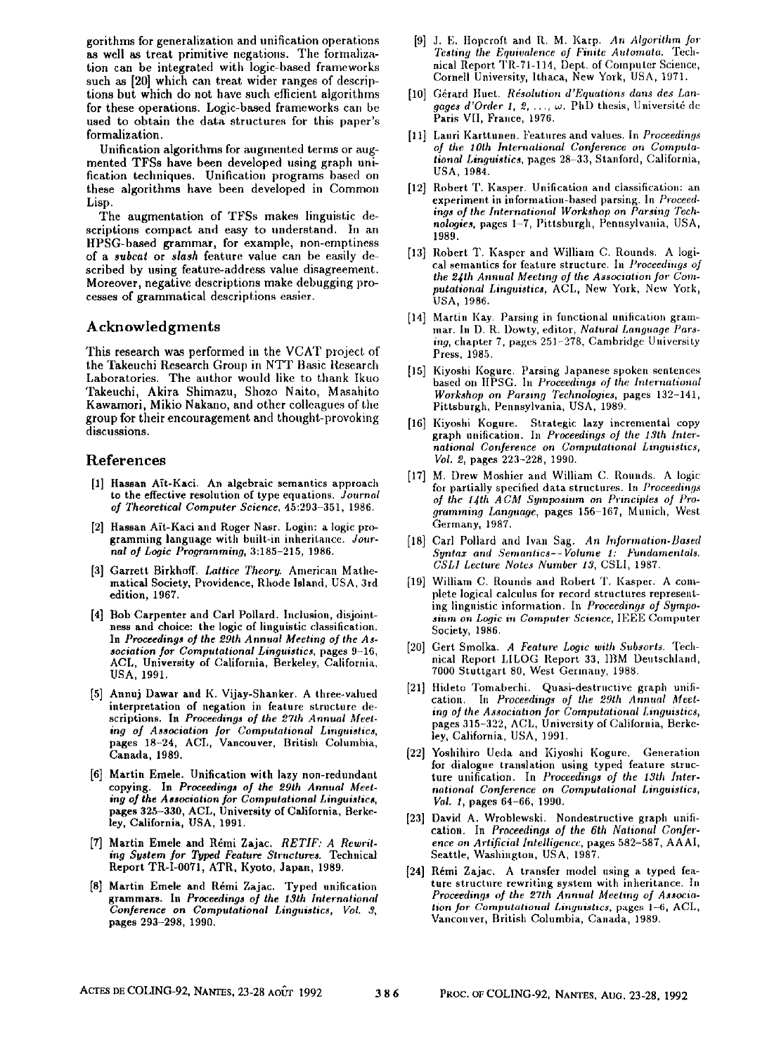gorithms for generalization and unification operations as well as treat primitive negations. The formalization can be integrated with logic-based frameworks such as [20] which can treat wider ranges of descriptions but which do not have such efficient algorithms for these operations. Logic-based frameworks can be used to obtain the data structures for this paper's formalization.

Unification algorithms for augmented terms or augmented TFSs have been developed using graph unification techniques. Unification programs based on these algorithms have been developed in Common Lisp.

The augmentation of TFSs makes linguistic descriptions compact and easy to understand. In an HPSG-based grammar, for example, non-emptiness of a *subcat* or *slash* feature value can be easily described by using feature-address value disagreement. Moreover, negative descriptions make debugging processes of grammatical descriptions easier.

## Acknowledgments

This research was performed in the VCAT project of the Takeuchi Research Group in NTT Basic Research Laboratories. The author would like to thank Ikuo Takeuchi, Akira Shimazu, Shozo Naito, Masahito Kawamori, Mikio Nakano, and other colleagues of the group for their encouragement and thought-provoking discussions.

## References

[1] Hassan Aït-Kaci. An algebraic semantics approach to the effective resolution of type equations. *Journal of Theoretical Computer Science*, 45:293–351, 1986.

[2] Hassan Aït-Kaci and Roger Nasr. Login: a logic programming language with built-in inheritance. *Journal of Logic Programming*, 3:185–215, 1986.

[3] Garrett Birkhoff. *Lattice Theory*. American Mathematical Society, Providence, Rhode Island, USA, 3rd edition, 1967.

[4] Bob Carpenter and Carl Pollard. Inclusion, disjointness and choice: the logic of linguistic classification. In *Proceedings of the 29th Annual Meeting of the Association for Computational Linguistics*, pages 9–16, ACL, University of California, Berkeley, California, USA, 1991.

[5] Annuj Dawar and K. Vijay-Shanker. A three-valued interpretation of negation in feature structure descriptions. In *Proceedings of the 27th Annual Meeting of Association for Computational Linguistics*, pages 18–24, ACL, Vancouver, British Columbia, Canada, 1989.

[6] Martin Emele. Unification with lazy non-redundant copying. In *Proceedings of the 29th Annual Meeting of the Association for Computational Linguistics*, pages 325–330, ACL, University of California, Berkeley, California, USA, 1991.

[7] Martin Emele and Rémi Zajac. *RETIF: A Rewriting System for Typed Feature Structures*. Technical Report TR-I-0071, ATR, Kyoto, Japan, 1989.

[8] Martin Emele and Rémi Zajac. Typed unification grammars. In *Proceedings of the 13th International Conference on Computational Linguistics, Vol. 3*, pages 293–298, 1990.

[9] J. E. Hopcroft and R. M. Karp. *An Algorithm for Testing the Equivalence of Finite Automata*. Technical Report TR-71-114, Dept. of Computer Science, Cornell University, Ithaca, New York, USA, 1971.

[10] Gérard Huet. *Résolution d'Equations dans des Langages d'Order 1, 2, ..., ω*. PhD thesis, Université de Paris VII, France, 1976.

[11] Lauri Karttunen. Features and values. In *Proceedings of the 10th International Conference on Computational Linguistics*, pages 28–33, Stanford, California, USA, 1984.

[12] Robert T. Kasper. Unification and classification: an experiment in information-based parsing. In *Proceedings of the International Workshop on Parsing Technologies*, pages 1–7, Pittsburgh, Pennsylvania, USA, 1989.

[13] Robert T. Kasper and William C. Rounds. A logical semantics for feature structure. In *Proceedings of the 24th Annual Meeting of the Association for Computational Linguistics*, ACL, New York, New York, USA, 1986.

[14] Martin Kay. Parsing in functional unification grammar. In D. R. Dowty, editor, *Natural Language Parsing*, chapter 7, pages 251–278, Cambridge University Press, 1985.

[15] Kiyoshi Kogure. Parsing Japanese spoken sentences based on HPSG. In *Proceedings of the International Workshop on Parsing Technologies*, pages 132–141, Pittsburgh, Pennsylvania, USA, 1989.

[16] Kiyoshi Kogure. Strategic lazy incremental copy graph unification. In *Proceedings of the 13th International Conference on Computational Linguistics, Vol. 2*, pages 223–228, 1990.

[17] M. Drew Moshier and William C. Rounds. A logic for partially specified data structures. In *Proceedings of the 14th ACM Symposium on Principles of Programming Language*, pages 156–167, Munich, West Germany, 1987.

[18] Carl Pollard and Ivan Sag. *An Information-Based Syntax and Semantics—Volume 1: Fundamentals. CSLI Lecture Notes Number 13*, CSLI, 1987.

[19] William C. Rounds and Robert T. Kasper. A complete logical calculus for record structures representing linguistic information. In *Proceedings of Symposium on Logic in Computer Science*, IEEE Computer Society, 1986.

[20] Gert Smolka. *A Feature Logic with Subsorts*. Technical Report LILOG Report 33, IBM Deutschland, 7000 Stuttgart 80, West Germany, 1988.

[21] Hideto Tomabechi. Quasi-destructive graph unification. In *Proceedings of the 29th Annual Meeting of the Association for Computational Linguistics*, pages 315–322, ACL, University of California, Berkeley, California, USA, 1991.

[22] Yoshihiro Ueda and Kiyoshi Kogure. Generation for dialogue translation using typed feature structure unification. In *Proceedings of the 13th International Conference on Computational Linguistics, Vol. 1*, pages 64–66, 1990.

[23] David A. Wroblewski. Nondestructive graph unification. In *Proceedings of the 6th National Conference on Artificial Intelligence*, pages 582–587, AAAI, Seattle, Washington, USA, 1987.

[24] Rémi Zajac. A transfer model using a typed feature structure rewriting system with inheritance. In *Proceedings of the 27th Annual Meeting of Association for Computational Linguistics*, pages 1–6, ACL, Vancouver, British Columbia, Canada, 1989.